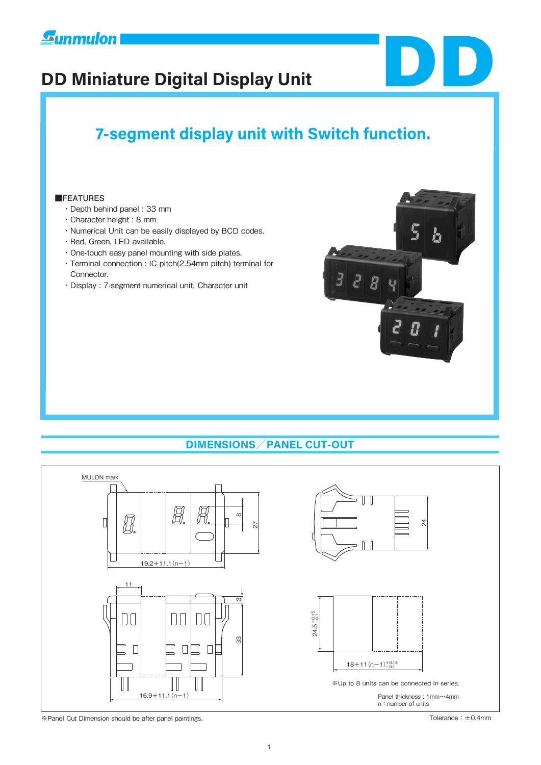# DD Miniature Digital Display Unit

DD

## 7-segment display unit with Switch function.

■FEATURES

- Depth behind panel : 33 mm
- Character height : 8 mm
- Numerical Unit can be easily displayed by BCD codes.
- Red, Green, LED available.
- One-touch easy panel mounting with side plates.
- Terminal connection : IC pitch(2.54mm pitch) terminal for Connector.
- Display : 7-segment numerical unit, Character unit

## DIMENSIONS／PANEL CUT-OUT

MULON mark

19.2＋11.1 (n−1)

8

27

24

11

3

33

16.9＋11.1 (n−1)

$24.5^{+0.15}_{-0.1}$

$18+11\,(n-1)^{+0.15}_{-0.1}$

※Up to 8 units can be connected in series.

Panel thickness : 1mm〜4mm
n : number of units

※Panel Cut Dimension should be after panel paintings.

Tolerance : ±0.4mm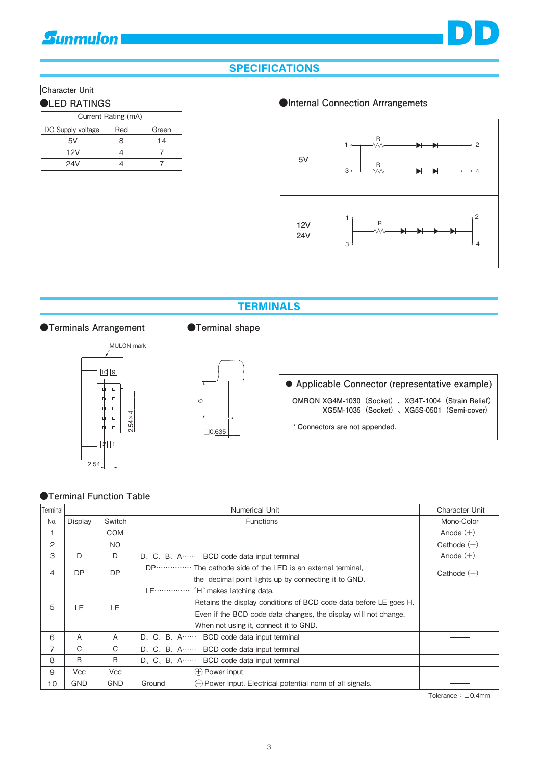# SPECIFICATIONS

Character Unit

## ●LED RATINGS

| DC Supply voltage | Current Rating (mA) | |
|---|---|---|
| | Red | Green |
| 5V | 8 | 14 |
| 12V | 4 | 7 |
| 24V | 4 | 7 |

## ●Internal Connection Arrrangemets

| 5V | |
|---|---|
| 12V 24V | |

# TERMINALS

## ●Terminals Arrangement

MULON mark

10 9

2 1

2.54×4

2.54

## ●Terminal shape

6

□0.635

● Applicable Connector (representative example)

OMRON XG4M-1030（Socket）、XG4T-1004（Strain Relief）
XG5M-1035（Socket）、XG5S-0501（Semi-cover）

* Connectors are not appended.

## ●Terminal Function Table

| Terminal No. | Display | Switch | Numerical Unit Functions | Character Unit Mono-Color |
|---|---|---|---|---|
| 1 | —— | COM | —— | Anode (+) |
| 2 | —— | NO | —— | Cathode (−) |
| 3 | D | D | D、C、B、A…… BCD code data input terminal | Anode (+) |
| 4 | DP | DP | DP…………… The cathode side of the LED is an external terminal, the decimal point lights up by connecting it to GND. | Cathode (−) |
| 5 | LE | LE | LE…………… "H" makes latching data. Retains the display conditions of BCD code data before LE goes H. Even if the BCD code data changes, the display will not change. When not using it, connect it to GND. | —— |
| 6 | A | A | D、C、B、A…… BCD code data input terminal | —— |
| 7 | C | C | D、C、B、A…… BCD code data input terminal | —— |
| 8 | B | B | D、C、B、A…… BCD code data input terminal | —— |
| 9 | Vcc | Vcc | ⊕ Power input | —— |
| 10 | GND | GND | Ground ⊖ Power input. Electrical potential norm of all signals. | —— |

Tolerance：±0.4mm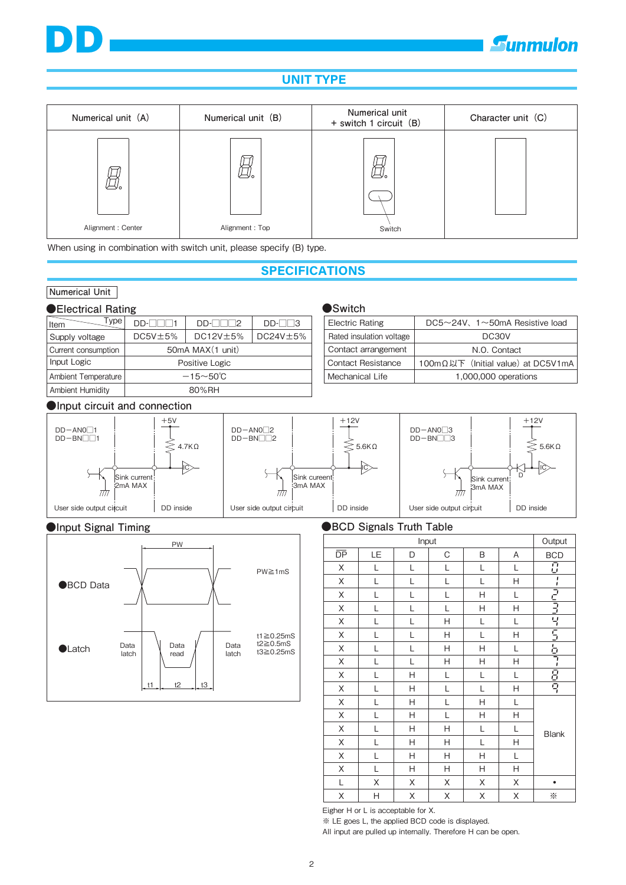# DD

## UNIT TYPE

| Numerical unit (A) | Numerical unit (B) | Numerical unit + switch 1 circuit (B) | Character unit (C) |
|---|---|---|---|
| Alignment : Center | Alignment : Top | Switch | |

When using in combination with switch unit, please specify (B) type.

## SPECIFICATIONS

Numerical Unit

### ●Electrical Rating

| Item / Type | DD-□□□1 | DD-□□□2 | DD-□□3 |
|---|---|---|---|
| Supply voltage | DC5V±5% | DC12V±5% | DC24V±5% |
| Current consumption | 50mA MAX(1 unit) | | |
| Input Logic | Positive Logic | | |
| Ambient Temperature | −15〜50℃ | | |
| Ambient Humidity | 80%RH | | |

### ●Switch

| Electric Rating | DC5〜24V、1〜50mA Resistive load |
|---|---|
| Rated insulation voltage | DC30V |
| Contact arrangement | N.O. Contact |
| Contact Resistance | 100mΩ以下 (Initial value) at DC5V1mA |
| Mechanical Life | 1,000,000 operations |

### ●Input circuit and connection

DD−AN0□1 / DD−BN□□1: +5V, 4.7KΩ, Sink current 2mA MAX, IC. User side output circuit / DD inside

DD−AN0□2 / DD−BN□□2: +12V, 5.6KΩ, Sink cureent 3mA MAX, IC. User side output circuit / DD inside

DD−AN0□3 / DD−BN□□3: +12V, 5.6KΩ, D, Sink cureent 3mA MAX, IC. User side output circuit / DD inside

### ●Input Signal Timing

●BCD Data — PW, PW≧1mS

●Latch — Data latch / Data read / Data latch; t1, t2, t3

t1≧0.25mS
t2≧0.5mS
t3≧0.25mS

### ●BCD Signals Truth Table

| Input | | | | | | Output |
|---|---|---|---|---|---|---|
| DP (active low) | LE | D | C | B | A | BCD |
| X | L | L | L | L | L | 0 |
| X | L | L | L | L | H | 1 |
| X | L | L | L | H | L | 2 |
| X | L | L | L | H | H | 3 |
| X | L | L | H | L | L | 4 |
| X | L | L | H | L | H | 5 |
| X | L | L | H | H | L | 6 |
| X | L | L | H | H | H | 7 |
| X | L | H | L | L | L | 8 |
| X | L | H | L | L | H | 9 |
| X | L | H | L | H | L | Blank |
| X | L | H | L | H | H | Blank |
| X | L | H | H | L | L | Blank |
| X | L | H | H | L | H | Blank |
| X | L | H | H | H | L | Blank |
| X | L | H | H | H | H | Blank |
| L | X | X | X | X | X | • |
| X | H | X | X | X | X | ※ |

Eigher H or L is acceptable for X.
※ LE goes L, the applied BCD code is displayed.
All input are pulled up internally. Therefore H can be open.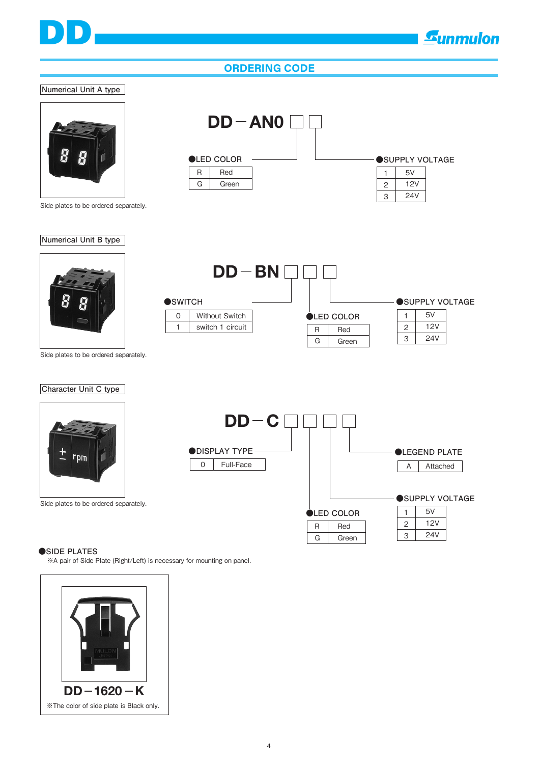# DD

## ORDERING CODE

### Numerical Unit A type

Side plates to be ordered separately.

**DD－AN0 □ □**

●LED COLOR

| | |
|---|---|
| R | Red |
| G | Green |

●SUPPLY VOLTAGE

| | |
|---|---|
| 1 | 5V |
| 2 | 12V |
| 3 | 24V |

### Numerical Unit B type

Side plates to be ordered separately.

**DD－BN □ □ □**

●SWITCH

| | |
|---|---|
| 0 | Without Switch |
| 1 | switch 1 circuit |

●LED COLOR

| | |
|---|---|
| R | Red |
| G | Green |

●SUPPLY VOLTAGE

| | |
|---|---|
| 1 | 5V |
| 2 | 12V |
| 3 | 24V |

### Character Unit C type

Side plates to be ordered separately.

**DD－C □ □ □ □**

●DISPLAY TYPE

| | |
|---|---|
| 0 | Full-Face |

●LED COLOR

| | |
|---|---|
| R | Red |
| G | Green |

●SUPPLY VOLTAGE

| | |
|---|---|
| 1 | 5V |
| 2 | 12V |
| 3 | 24V |

●LEGEND PLATE

| | |
|---|---|
| A | Attached |

●SIDE PLATES

※A pair of Side Plate (Right/Left) is necessary for mounting on panel.

**DD－1620－K**

※The color of side plate is Black only.